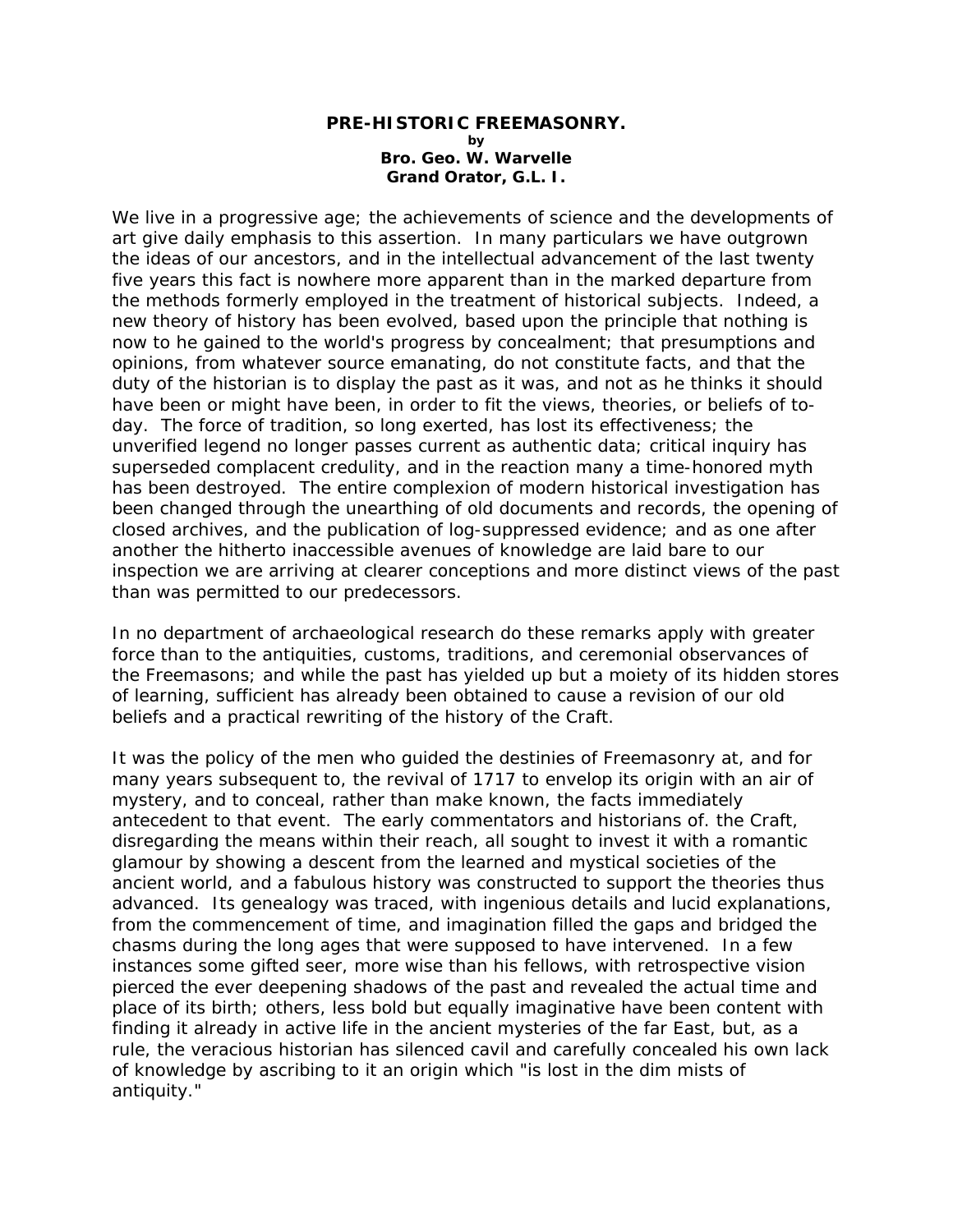# PRE-HISTORIC FREEMASONRY.

**by**

**Bro. Geo. W. Warvelle**
**Grand Orator, G.L. I.**

We live in a progressive age; the achievements of science and the developments of art give daily emphasis to this assertion. In many particulars we have outgrown the ideas of our ancestors, and in the intellectual advancement of the last twenty five years this fact is nowhere more apparent than in the marked departure from the methods formerly employed in the treatment of historical subjects. Indeed, a new theory of history has been evolved, based upon the principle that nothing is now to he gained to the world's progress by concealment; that presumptions and opinions, from whatever source emanating, do not constitute facts, and that the duty of the historian is to display the past as it was, and not as he thinks it should have been or might have been, in order to fit the views, theories, or beliefs of to-day. The force of tradition, so long exerted, has lost its effectiveness; the unverified legend no longer passes current as authentic data; critical inquiry has superseded complacent credulity, and in the reaction many a time-honored myth has been destroyed. The entire complexion of modern historical investigation has been changed through the unearthing of old documents and records, the opening of closed archives, and the publication of log-suppressed evidence; and as one after another the hitherto inaccessible avenues of knowledge are laid bare to our inspection we are arriving at clearer conceptions and more distinct views of the past than was permitted to our predecessors.

In no department of archaeological research do these remarks apply with greater force than to the antiquities, customs, traditions, and ceremonial observances of the Freemasons; and while the past has yielded up but a moiety of its hidden stores of learning, sufficient has already been obtained to cause a revision of our old beliefs and a practical rewriting of the history of the Craft.

It was the policy of the men who guided the destinies of Freemasonry at, and for many years subsequent to, the revival of 1717 to envelop its origin with an air of mystery, and to conceal, rather than make known, the facts immediately antecedent to that event. The early commentators and historians of. the Craft, disregarding the means within their reach, all sought to invest it with a romantic glamour by showing a descent from the learned and mystical societies of the ancient world, and a fabulous history was constructed to support the theories thus advanced. Its genealogy was traced, with ingenious details and lucid explanations, from the commencement of time, and imagination filled the gaps and bridged the chasms during the long ages that were supposed to have intervened. In a few instances some gifted seer, more wise than his fellows, with retrospective vision pierced the ever deepening shadows of the past and revealed the actual time and place of its birth; others, less bold but equally imaginative have been content with finding it already in active life in the ancient mysteries of the far East, but, as a rule, the veracious historian has silenced cavil and carefully concealed his own lack of knowledge by ascribing to it an origin which "is lost in the dim mists of antiquity."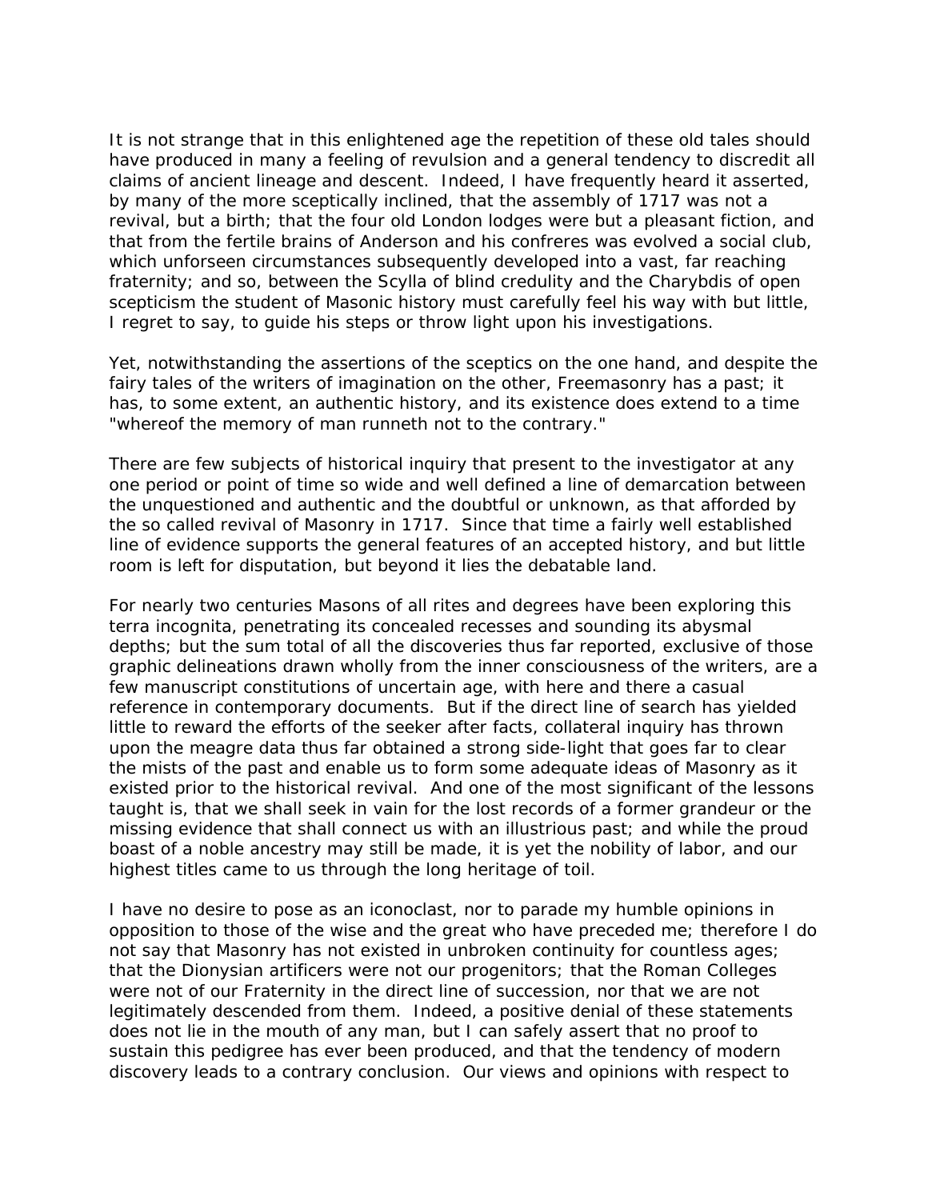It is not strange that in this enlightened age the repetition of these old tales should have produced in many a feeling of revulsion and a general tendency to discredit all claims of ancient lineage and descent. Indeed, I have frequently heard it asserted, by many of the more sceptically inclined, that the assembly of 1717 was not a revival, but a birth; that the four old London lodges were but a pleasant fiction, and that from the fertile brains of Anderson and his confreres was evolved a social club, which unforseen circumstances subsequently developed into a vast, far reaching fraternity; and so, between the Scylla of blind credulity and the Charybdis of open scepticism the student of Masonic history must carefully feel his way with but little, I regret to say, to guide his steps or throw light upon his investigations.

Yet, notwithstanding the assertions of the sceptics on the one hand, and despite the fairy tales of the writers of imagination on the other, Freemasonry has a past; it has, to some extent, an authentic history, and its existence does extend to a time "whereof the memory of man runneth not to the contrary."

There are few subjects of historical inquiry that present to the investigator at any one period or point of time so wide and well defined a line of demarcation between the unquestioned and authentic and the doubtful or unknown, as that afforded by the so called revival of Masonry in 1717. Since that time a fairly well established line of evidence supports the general features of an accepted history, and but little room is left for disputation, but beyond it lies the debatable land.

For nearly two centuries Masons of all rites and degrees have been exploring this terra incognita, penetrating its concealed recesses and sounding its abysmal depths; but the sum total of all the discoveries thus far reported, exclusive of those graphic delineations drawn wholly from the inner consciousness of the writers, are a few manuscript constitutions of uncertain age, with here and there a casual reference in contemporary documents. But if the direct line of search has yielded little to reward the efforts of the seeker after facts, collateral inquiry has thrown upon the meagre data thus far obtained a strong side-light that goes far to clear the mists of the past and enable us to form some adequate ideas of Masonry as it existed prior to the historical revival. And one of the most significant of the lessons taught is, that we shall seek in vain for the lost records of a former grandeur or the missing evidence that shall connect us with an illustrious past; and while the proud boast of a noble ancestry may still be made, it is yet the nobility of labor, and our highest titles came to us through the long heritage of toil.

I have no desire to pose as an iconoclast, nor to parade my humble opinions in opposition to those of the wise and the great who have preceded me; therefore I do not say that Masonry has not existed in unbroken continuity for countless ages; that the Dionysian artificers were not our progenitors; that the Roman Colleges were not of our Fraternity in the direct line of succession, nor that we are not legitimately descended from them. Indeed, a positive denial of these statements does not lie in the mouth of any man, but I can safely assert that no proof to sustain this pedigree has ever been produced, and that the tendency of modern discovery leads to a contrary conclusion. Our views and opinions with respect to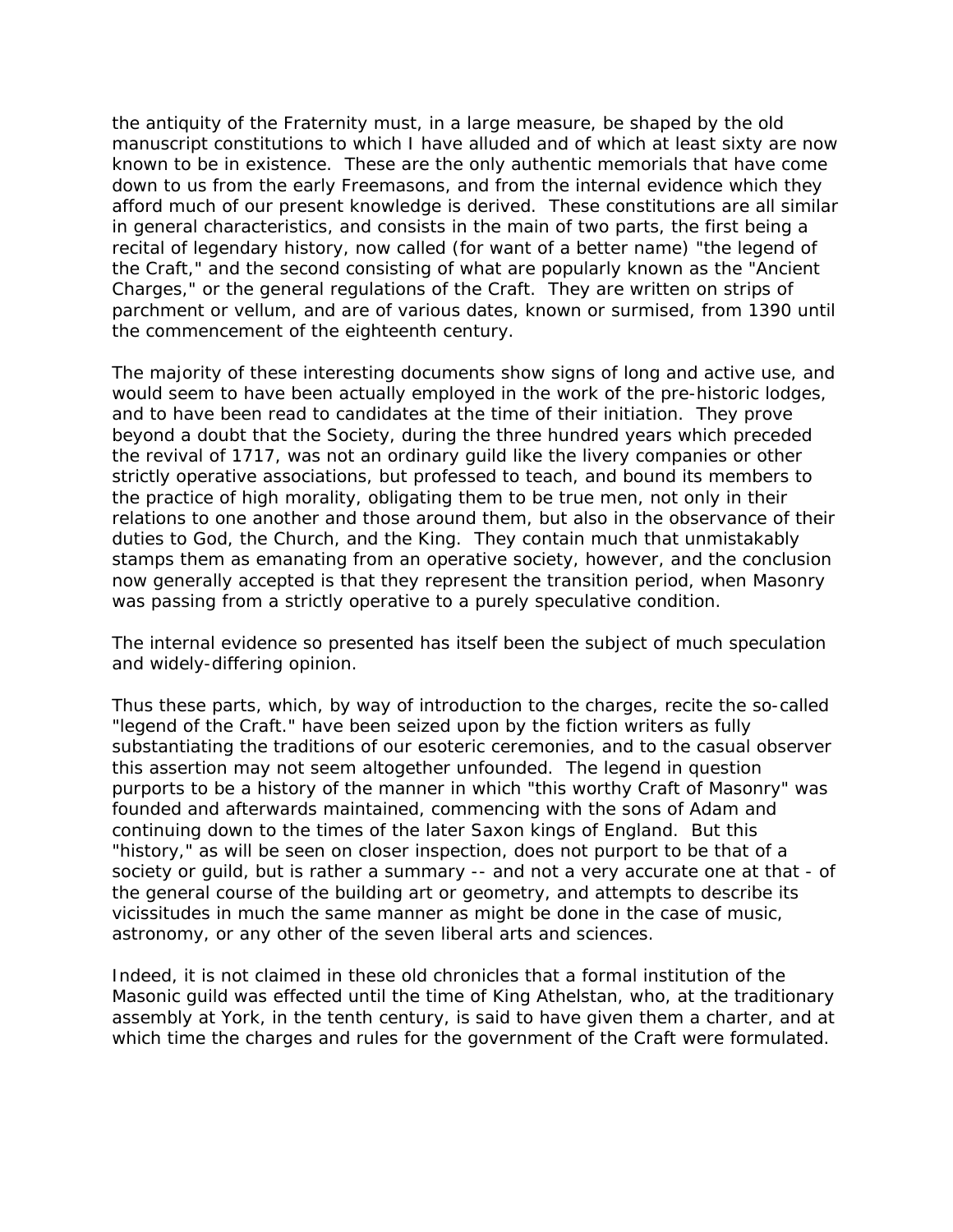the antiquity of the Fraternity must, in a large measure, be shaped by the old manuscript constitutions to which I have alluded and of which at least sixty are now known to be in existence. These are the only authentic memorials that have come down to us from the early Freemasons, and from the internal evidence which they afford much of our present knowledge is derived. These constitutions are all similar in general characteristics, and consists in the main of two parts, the first being a recital of legendary history, now called (for want of a better name) "the legend of the Craft," and the second consisting of what are popularly known as the "Ancient Charges," or the general regulations of the Craft. They are written on strips of parchment or vellum, and are of various dates, known or surmised, from 1390 until the commencement of the eighteenth century.

The majority of these interesting documents show signs of long and active use, and would seem to have been actually employed in the work of the pre-historic lodges, and to have been read to candidates at the time of their initiation. They prove beyond a doubt that the Society, during the three hundred years which preceded the revival of 1717, was not an ordinary guild like the livery companies or other strictly operative associations, but professed to teach, and bound its members to the practice of high morality, obligating them to be true men, not only in their relations to one another and those around them, but also in the observance of their duties to God, the Church, and the King. They contain much that unmistakably stamps them as emanating from an operative society, however, and the conclusion now generally accepted is that they represent the transition period, when Masonry was passing from a strictly operative to a purely speculative condition.

The internal evidence so presented has itself been the subject of much speculation and widely-differing opinion.

Thus these parts, which, by way of introduction to the charges, recite the so-called "legend of the Craft." have been seized upon by the fiction writers as fully substantiating the traditions of our esoteric ceremonies, and to the casual observer this assertion may not seem altogether unfounded. The legend in question purports to be a history of the manner in which "this worthy Craft of Masonry" was founded and afterwards maintained, commencing with the sons of Adam and continuing down to the times of the later Saxon kings of England. But this "history," as will be seen on closer inspection, does not purport to be that of a society or guild, but is rather a summary -- and not a very accurate one at that - of the general course of the building art or geometry, and attempts to describe its vicissitudes in much the same manner as might be done in the case of music, astronomy, or any other of the seven liberal arts and sciences.

Indeed, it is not claimed in these old chronicles that a formal institution of the Masonic guild was effected until the time of King Athelstan, who, at the traditionary assembly at York, in the tenth century, is said to have given them a charter, and at which time the charges and rules for the government of the Craft were formulated.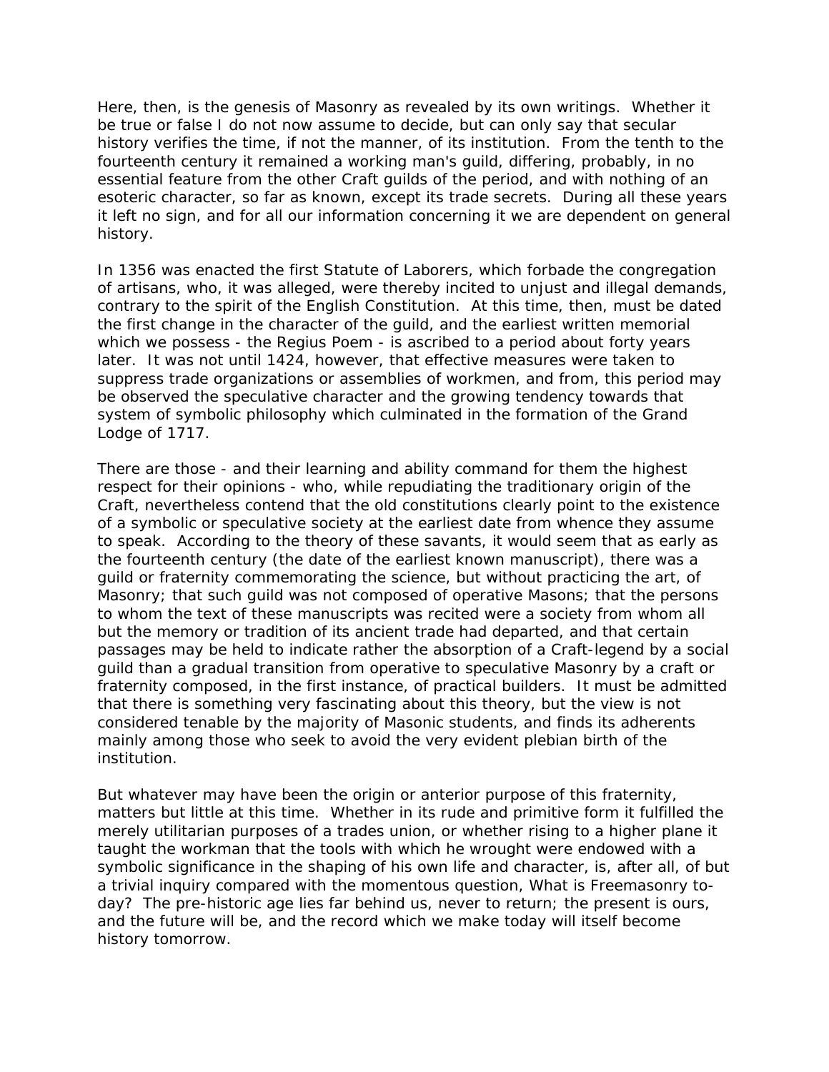Here, then, is the genesis of Masonry as revealed by its own writings. Whether it be true or false I do not now assume to decide, but can only say that secular history verifies the time, if not the manner, of its institution. From the tenth to the fourteenth century it remained a working man's guild, differing, probably, in no essential feature from the other Craft guilds of the period, and with nothing of an esoteric character, so far as known, except its trade secrets. During all these years it left no sign, and for all our information concerning it we are dependent on general history.

In 1356 was enacted the first Statute of Laborers, which forbade the congregation of artisans, who, it was alleged, were thereby incited to unjust and illegal demands, contrary to the spirit of the English Constitution. At this time, then, must be dated the first change in the character of the guild, and the earliest written memorial which we possess - the Regius Poem - is ascribed to a period about forty years later. It was not until 1424, however, that effective measures were taken to suppress trade organizations or assemblies of workmen, and from, this period may be observed the speculative character and the growing tendency towards that system of symbolic philosophy which culminated in the formation of the Grand Lodge of 1717.

There are those - and their learning and ability command for them the highest respect for their opinions - who, while repudiating the traditionary origin of the Craft, nevertheless contend that the old constitutions clearly point to the existence of a symbolic or speculative society at the earliest date from whence they assume to speak. According to the theory of these savants, it would seem that as early as the fourteenth century (the date of the earliest known manuscript), there was a guild or fraternity commemorating the science, but without practicing the art, of Masonry; that such guild was not composed of operative Masons; that the persons to whom the text of these manuscripts was recited were a society from whom all but the memory or tradition of its ancient trade had departed, and that certain passages may be held to indicate rather the absorption of a Craft-legend by a social guild than a gradual transition from operative to speculative Masonry by a craft or fraternity composed, in the first instance, of practical builders. It must be admitted that there is something very fascinating about this theory, but the view is not considered tenable by the majority of Masonic students, and finds its adherents mainly among those who seek to avoid the very evident plebian birth of the institution.

But whatever may have been the origin or anterior purpose of this fraternity, matters but little at this time. Whether in its rude and primitive form it fulfilled the merely utilitarian purposes of a trades union, or whether rising to a higher plane it taught the workman that the tools with which he wrought were endowed with a symbolic significance in the shaping of his own life and character, is, after all, of but a trivial inquiry compared with the momentous question, What is Freemasonry to-day? The pre-historic age lies far behind us, never to return; the present is ours, and the future will be, and the record which we make today will itself become history tomorrow.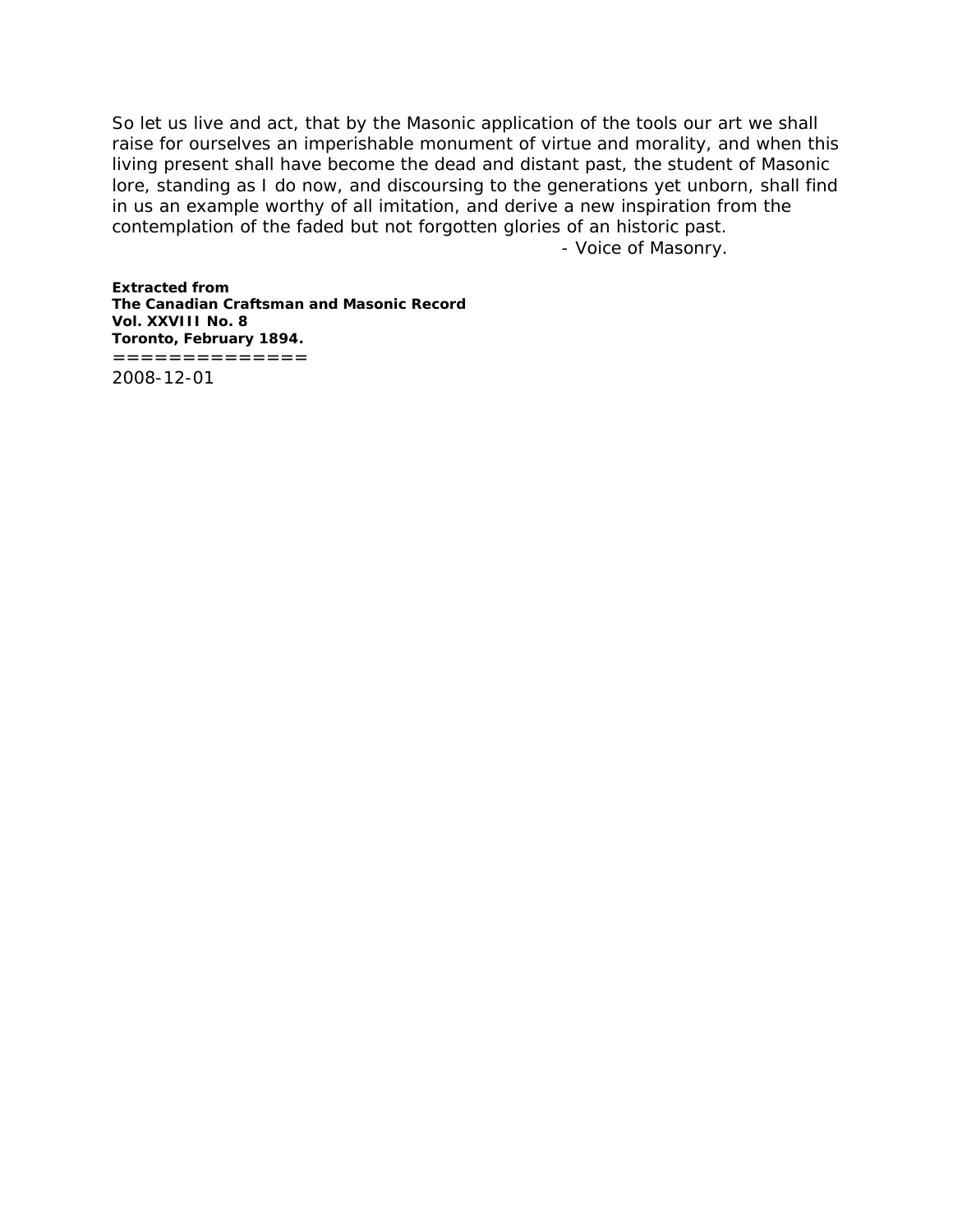So let us live and act, that by the Masonic application of the tools our art we shall raise for ourselves an imperishable monument of virtue and morality, and when this living present shall have become the dead and distant past, the student of Masonic lore, standing as I do now, and discoursing to the generations yet unborn, shall find in us an example worthy of all imitation, and derive a new inspiration from the contemplation of the faded but not forgotten glories of an historic past.

- Voice of Masonry.

**Extracted from**
**The Canadian Craftsman and Masonic Record**
**Vol. XXVIII No. 8**
**Toronto, February 1894.**

==============

2008-12-01